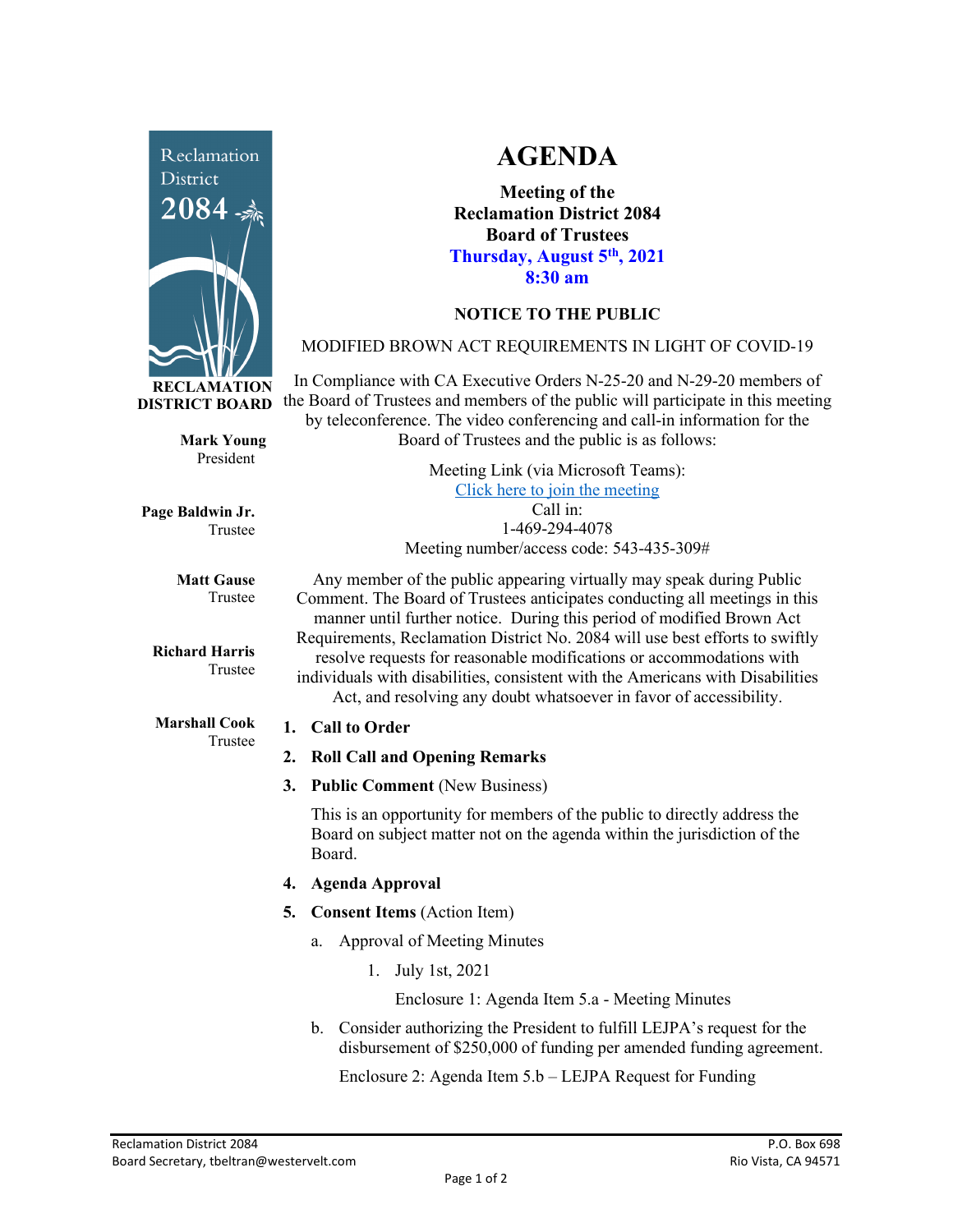Reclamation District 2084

**RECLAMATION DISTRICT BOARD**

**Mark Young**
President

**Page Baldwin Jr.**
Trustee

**Matt Gause**
Trustee

**Richard Harris**
Trustee

**Marshall Cook**
Trustee

# AGENDA

**Meeting of the**
**Reclamation District 2084**
**Board of Trustees**
**Thursday, August 5th, 2021**
**8:30 am**

**NOTICE TO THE PUBLIC**

MODIFIED BROWN ACT REQUIREMENTS IN LIGHT OF COVID-19

In Compliance with CA Executive Orders N-25-20 and N-29-20 members of the Board of Trustees and members of the public will participate in this meeting by teleconference. The video conferencing and call-in information for the Board of Trustees and the public is as follows:

Meeting Link (via Microsoft Teams):
Click here to join the meeting
Call in:
1-469-294-4078
Meeting number/access code: 543-435-309#

Any member of the public appearing virtually may speak during Public Comment. The Board of Trustees anticipates conducting all meetings in this manner until further notice. During this period of modified Brown Act Requirements, Reclamation District No. 2084 will use best efforts to swiftly resolve requests for reasonable modifications or accommodations with individuals with disabilities, consistent with the Americans with Disabilities Act, and resolving any doubt whatsoever in favor of accessibility.

1. **Call to Order**
2. **Roll Call and Opening Remarks**
3. **Public Comment** (New Business)

   This is an opportunity for members of the public to directly address the Board on subject matter not on the agenda within the jurisdiction of the Board.

4. **Agenda Approval**
5. **Consent Items** (Action Item)
   a. Approval of Meeting Minutes
      1. July 1st, 2021

         Enclosure 1: Agenda Item 5.a - Meeting Minutes

   b. Consider authorizing the President to fulfill LEJPA's request for the disbursement of $250,000 of funding per amended funding agreement.

      Enclosure 2: Agenda Item 5.b – LEJPA Request for Funding

Reclamation District 2084
Board Secretary, tbeltran@westervelt.com

P.O. Box 698
Rio Vista, CA 94571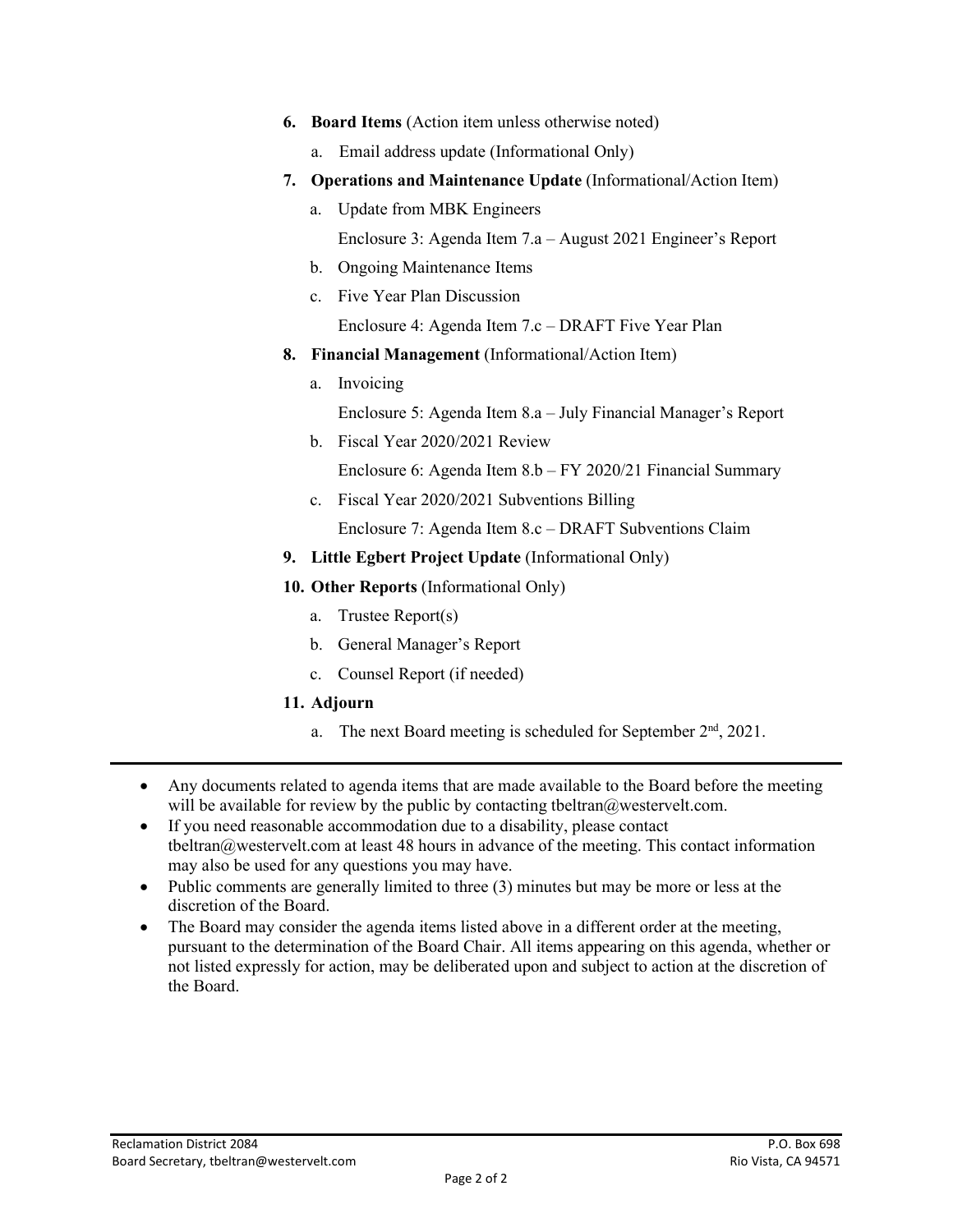6. **Board Items** (Action item unless otherwise noted)
   a. Email address update (Informational Only)
7. **Operations and Maintenance Update** (Informational/Action Item)
   a. Update from MBK Engineers
      Enclosure 3: Agenda Item 7.a – August 2021 Engineer's Report
   b. Ongoing Maintenance Items
   c. Five Year Plan Discussion
      Enclosure 4: Agenda Item 7.c – DRAFT Five Year Plan
8. **Financial Management** (Informational/Action Item)
   a. Invoicing
      Enclosure 5: Agenda Item 8.a – July Financial Manager's Report
   b. Fiscal Year 2020/2021 Review
      Enclosure 6: Agenda Item 8.b – FY 2020/21 Financial Summary
   c. Fiscal Year 2020/2021 Subventions Billing
      Enclosure 7: Agenda Item 8.c – DRAFT Subventions Claim
9. **Little Egbert Project Update** (Informational Only)
10. **Other Reports** (Informational Only)
    a. Trustee Report(s)
    b. General Manager's Report
    c. Counsel Report (if needed)
11. **Adjourn**
    a. The next Board meeting is scheduled for September 2nd, 2021.

---

- Any documents related to agenda items that are made available to the Board before the meeting will be available for review by the public by contacting tbeltran@westervelt.com.
- If you need reasonable accommodation due to a disability, please contact tbeltran@westervelt.com at least 48 hours in advance of the meeting. This contact information may also be used for any questions you may have.
- Public comments are generally limited to three (3) minutes but may be more or less at the discretion of the Board.
- The Board may consider the agenda items listed above in a different order at the meeting, pursuant to the determination of the Board Chair. All items appearing on this agenda, whether or not listed expressly for action, may be deliberated upon and subject to action at the discretion of the Board.